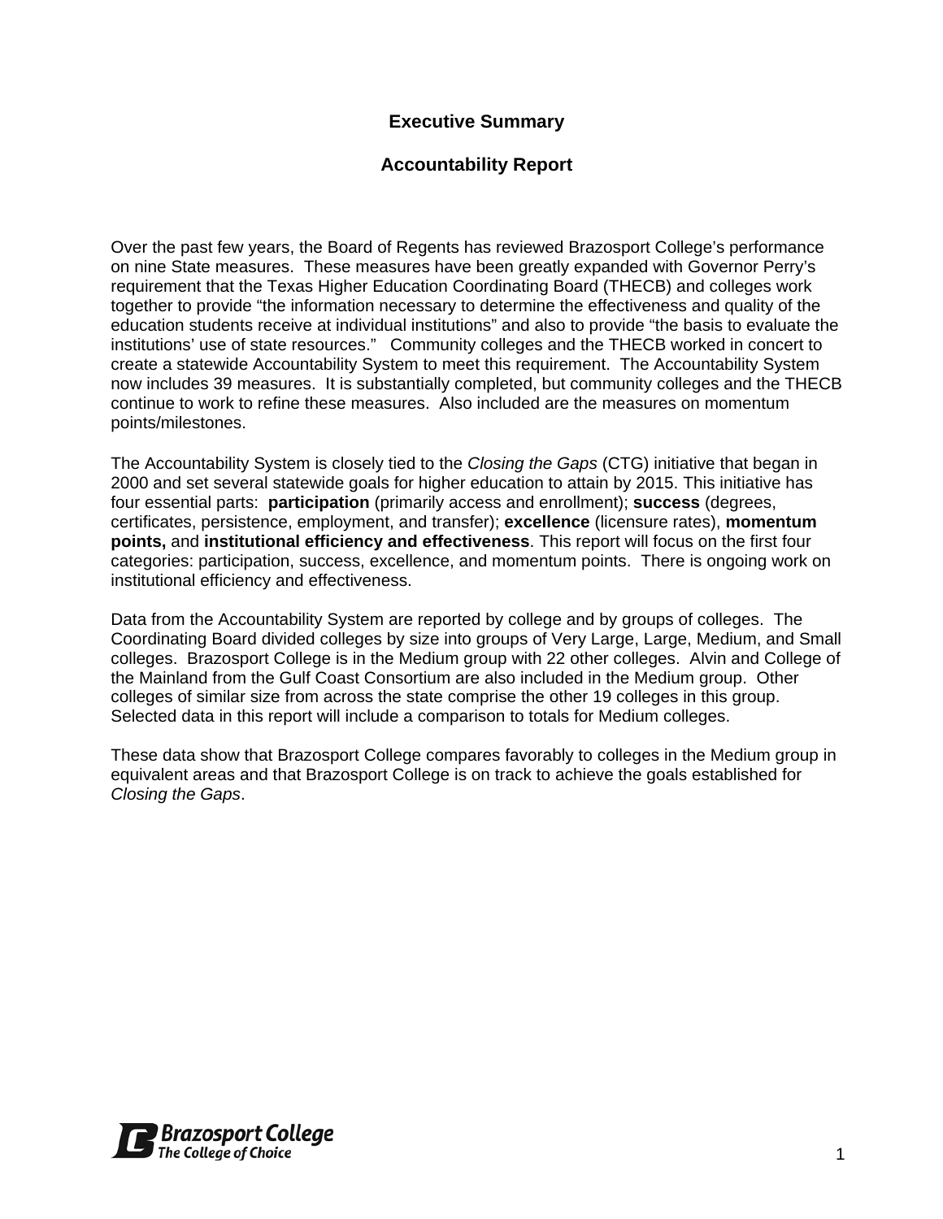# Executive Summary

## Accountability Report

Over the past few years, the Board of Regents has reviewed Brazosport College's performance on nine State measures. These measures have been greatly expanded with Governor Perry's requirement that the Texas Higher Education Coordinating Board (THECB) and colleges work together to provide "the information necessary to determine the effectiveness and quality of the education students receive at individual institutions" and also to provide "the basis to evaluate the institutions' use of state resources." Community colleges and the THECB worked in concert to create a statewide Accountability System to meet this requirement. The Accountability System now includes 39 measures. It is substantially completed, but community colleges and the THECB continue to work to refine these measures. Also included are the measures on momentum points/milestones.

The Accountability System is closely tied to the *Closing the Gaps* (CTG) initiative that began in 2000 and set several statewide goals for higher education to attain by 2015. This initiative has four essential parts: **participation** (primarily access and enrollment); **success** (degrees, certificates, persistence, employment, and transfer); **excellence** (licensure rates), **momentum points,** and **institutional efficiency and effectiveness**. This report will focus on the first four categories: participation, success, excellence, and momentum points. There is ongoing work on institutional efficiency and effectiveness.

Data from the Accountability System are reported by college and by groups of colleges. The Coordinating Board divided colleges by size into groups of Very Large, Large, Medium, and Small colleges. Brazosport College is in the Medium group with 22 other colleges. Alvin and College of the Mainland from the Gulf Coast Consortium are also included in the Medium group. Other colleges of similar size from across the state comprise the other 19 colleges in this group. Selected data in this report will include a comparison to totals for Medium colleges.

These data show that Brazosport College compares favorably to colleges in the Medium group in equivalent areas and that Brazosport College is on track to achieve the goals established for *Closing the Gaps*.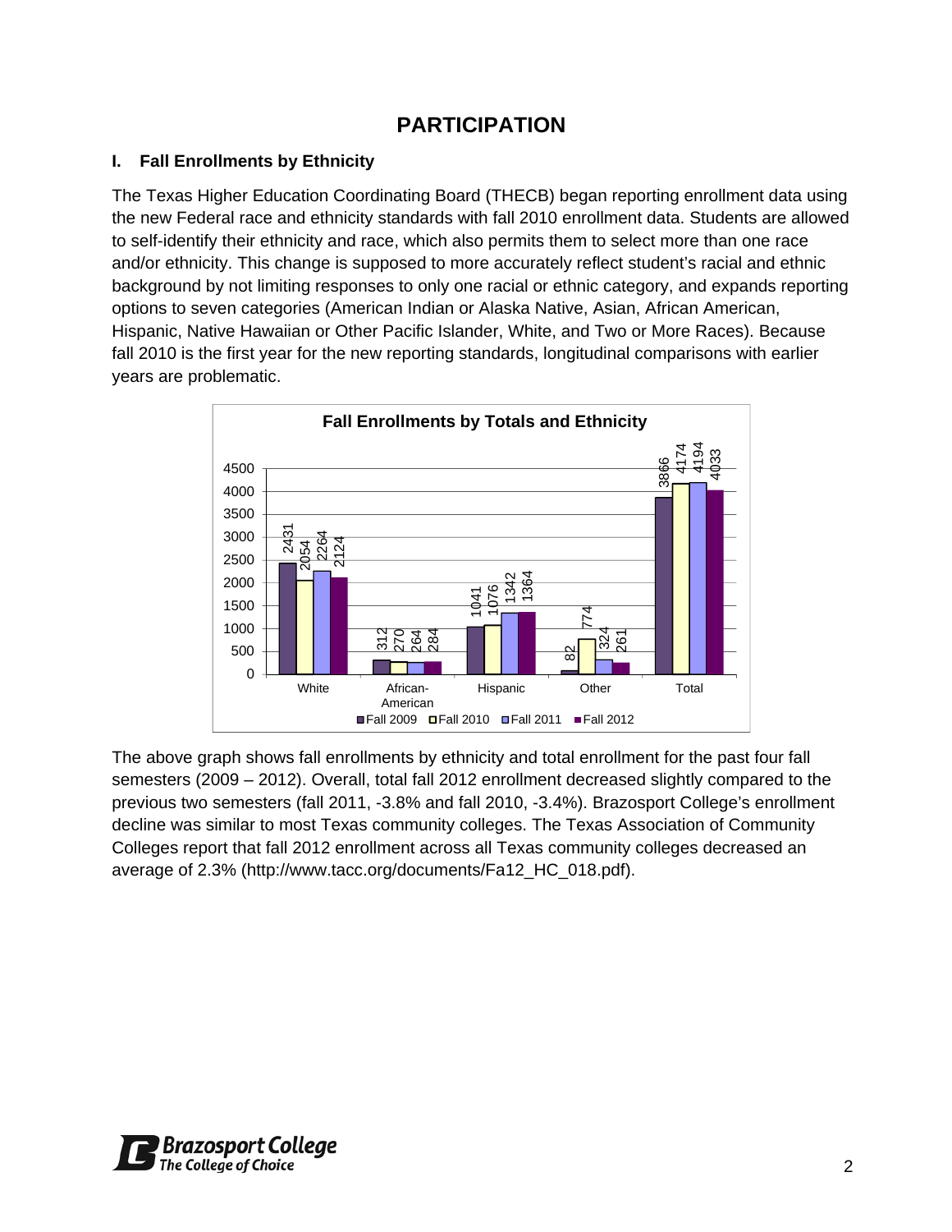# PARTICIPATION

## I. Fall Enrollments by Ethnicity

The Texas Higher Education Coordinating Board (THECB) began reporting enrollment data using the new Federal race and ethnicity standards with fall 2010 enrollment data. Students are allowed to self-identify their ethnicity and race, which also permits them to select more than one race and/or ethnicity. This change is supposed to more accurately reflect student's racial and ethnic background by not limiting responses to only one racial or ethnic category, and expands reporting options to seven categories (American Indian or Alaska Native, Asian, African American, Hispanic, Native Hawaiian or Other Pacific Islander, White, and Two or More Races). Because fall 2010 is the first year for the new reporting standards, longitudinal comparisons with earlier years are problematic.

**Fall Enrollments by Totals and Ethnicity**

| | Fall 2009 | Fall 2010 | Fall 2011 | Fall 2012 |
|---|---|---|---|---|
| White | 2431 | 2054 | 2264 | 2124 |
| African-American | 312 | 270 | 264 | 284 |
| Hispanic | 1041 | 1076 | 1342 | 1364 |
| Other | 82 | 774 | 324 | 261 |
| Total | 3866 | 4174 | 4194 | 4033 |

The above graph shows fall enrollments by ethnicity and total enrollment for the past four fall semesters (2009 – 2012). Overall, total fall 2012 enrollment decreased slightly compared to the previous two semesters (fall 2011, -3.8% and fall 2010, -3.4%). Brazosport College's enrollment decline was similar to most Texas community colleges. The Texas Association of Community Colleges report that fall 2012 enrollment across all Texas community colleges decreased an average of 2.3% (http://www.tacc.org/documents/Fa12_HC_018.pdf).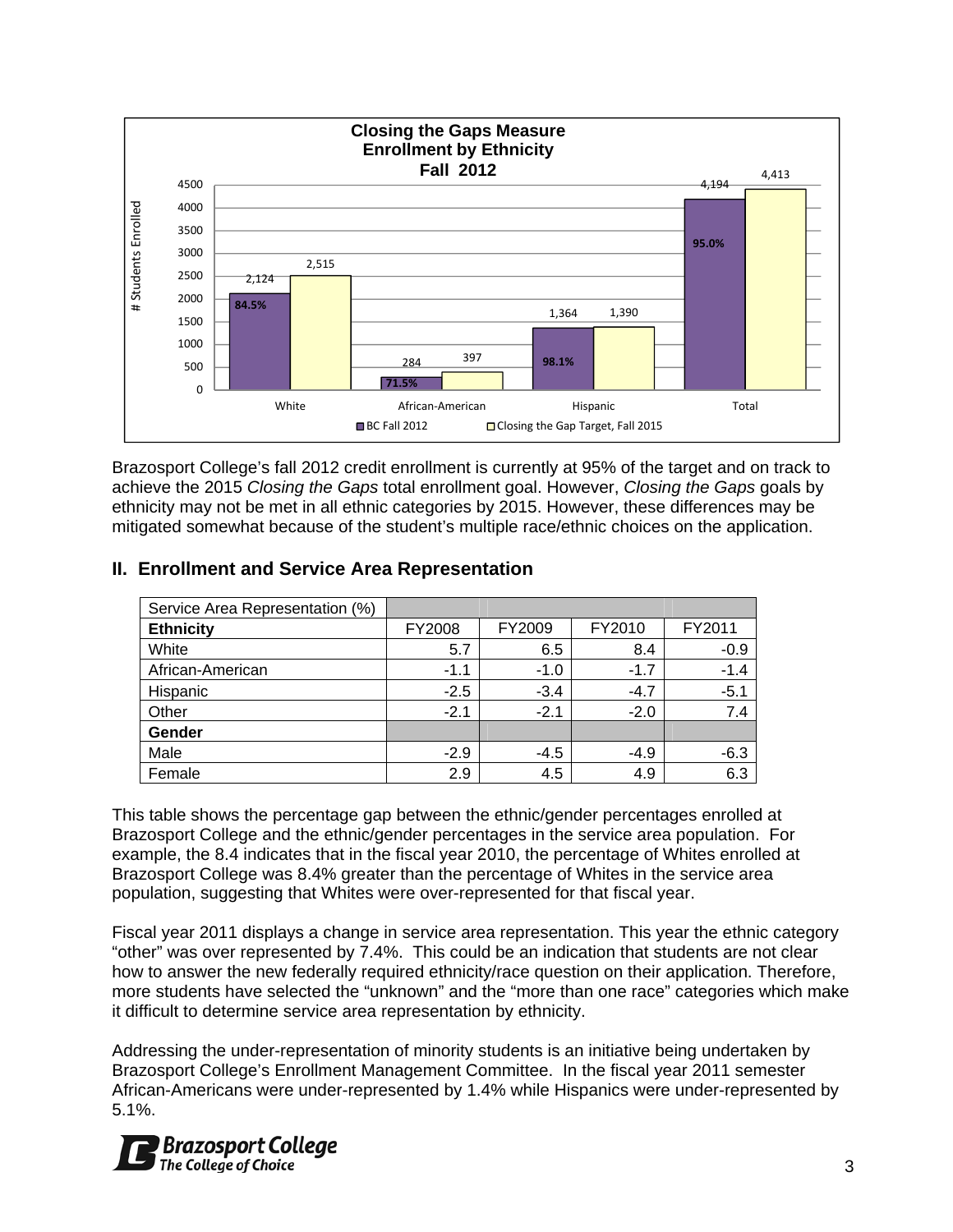**Closing the Gaps Measure**
**Enrollment by Ethnicity**
**Fall 2012**

| | BC Fall 2012 | Closing the Gap Target, Fall 2015 | % of Target |
|---|---|---|---|
| White | 2,124 | 2,515 | 84.5% |
| African-American | 284 | 397 | 71.5% |
| Hispanic | 1,364 | 1,390 | 98.1% |
| Total | 4,194 | 4,413 | 95.0% |

Brazosport College's fall 2012 credit enrollment is currently at 95% of the target and on track to achieve the 2015 *Closing the Gaps* total enrollment goal. However, *Closing the Gaps* goals by ethnicity may not be met in all ethnic categories by 2015. However, these differences may be mitigated somewhat because of the student's multiple race/ethnic choices on the application.

## II. Enrollment and Service Area Representation

| Service Area Representation (%) | | | | |
|---|---|---|---|---|
| **Ethnicity** | FY2008 | FY2009 | FY2010 | FY2011 |
| White | 5.7 | 6.5 | 8.4 | -0.9 |
| African-American | -1.1 | -1.0 | -1.7 | -1.4 |
| Hispanic | -2.5 | -3.4 | -4.7 | -5.1 |
| Other | -2.1 | -2.1 | -2.0 | 7.4 |
| **Gender** | | | | |
| Male | -2.9 | -4.5 | -4.9 | -6.3 |
| Female | 2.9 | 4.5 | 4.9 | 6.3 |

This table shows the percentage gap between the ethnic/gender percentages enrolled at Brazosport College and the ethnic/gender percentages in the service area population. For example, the 8.4 indicates that in the fiscal year 2010, the percentage of Whites enrolled at Brazosport College was 8.4% greater than the percentage of Whites in the service area population, suggesting that Whites were over-represented for that fiscal year.

Fiscal year 2011 displays a change in service area representation. This year the ethnic category "other" was over represented by 7.4%. This could be an indication that students are not clear how to answer the new federally required ethnicity/race question on their application. Therefore, more students have selected the "unknown" and the "more than one race" categories which make it difficult to determine service area representation by ethnicity.

Addressing the under-representation of minority students is an initiative being undertaken by Brazosport College's Enrollment Management Committee. In the fiscal year 2011 semester African-Americans were under-represented by 1.4% while Hispanics were under-represented by 5.1%.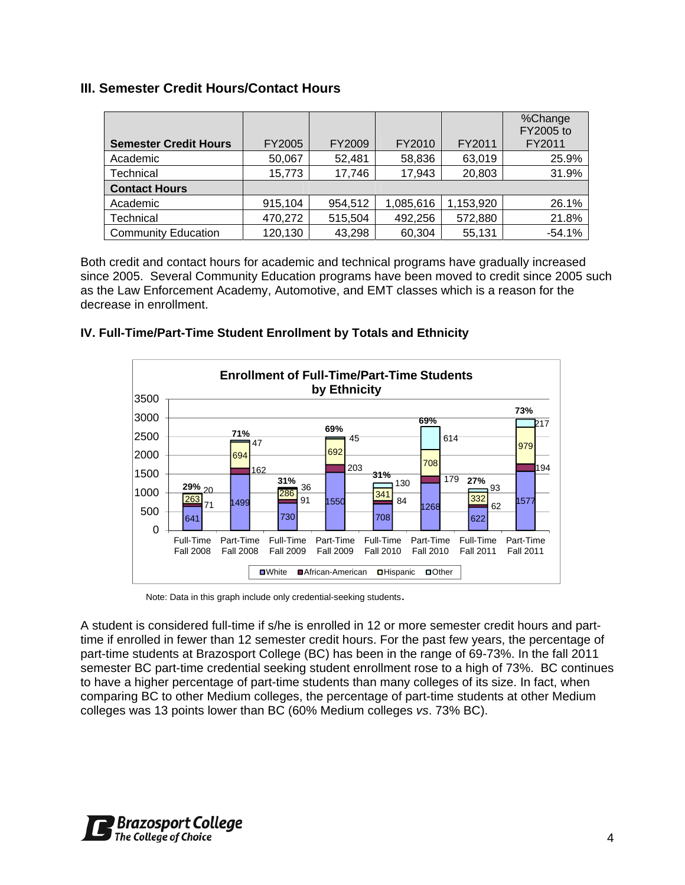## III. Semester Credit Hours/Contact Hours

| Semester Credit Hours | FY2005 | FY2009 | FY2010 | FY2011 | %Change FY2005 to FY2011 |
|---|---|---|---|---|---|
| Academic | 50,067 | 52,481 | 58,836 | 63,019 | 25.9% |
| Technical | 15,773 | 17,746 | 17,943 | 20,803 | 31.9% |
| **Contact Hours** | | | | | |
| Academic | 915,104 | 954,512 | 1,085,616 | 1,153,920 | 26.1% |
| Technical | 470,272 | 515,504 | 492,256 | 572,880 | 21.8% |
| Community Education | 120,130 | 43,298 | 60,304 | 55,131 | -54.1% |

Both credit and contact hours for academic and technical programs have gradually increased since 2005. Several Community Education programs have been moved to credit since 2005 such as the Law Enforcement Academy, Automotive, and EMT classes which is a reason for the decrease in enrollment.

## IV. Full-Time/Part-Time Student Enrollment by Totals and Ethnicity

**Enrollment of Full-Time/Part-Time Students by Ethnicity**

| | Full-Time Fall 2008 | Part-Time Fall 2008 | Full-Time Fall 2009 | Part-Time Fall 2009 | Full-Time Fall 2010 | Part-Time Fall 2010 | Full-Time Fall 2011 | Part-Time Fall 2011 |
|---|---|---|---|---|---|---|---|---|
| White | 641 | 1499 | 730 | 1550 | 708 | 1268 | 622 | 1577 |
| African-American | 71 | 162 | 91 | 203 | 84 | 179 | 62 | 194 |
| Hispanic | 263 | 694 | 286 | 692 | 341 | 708 | 332 | 979 |
| Other | 20 | 47 | 36 | 45 | 130 | 614 | 93 | 217 |
| Percent | 29% | 71% | 31% | 69% | 31% | 69% | 27% | 73% |

Note: Data in this graph include only credential-seeking students.

A student is considered full-time if s/he is enrolled in 12 or more semester credit hours and part-time if enrolled in fewer than 12 semester credit hours. For the past few years, the percentage of part-time students at Brazosport College (BC) has been in the range of 69-73%. In the fall 2011 semester BC part-time credential seeking student enrollment rose to a high of 73%. BC continues to have a higher percentage of part-time students than many colleges of its size. In fact, when comparing BC to other Medium colleges, the percentage of part-time students at other Medium colleges was 13 points lower than BC (60% Medium colleges *vs*. 73% BC).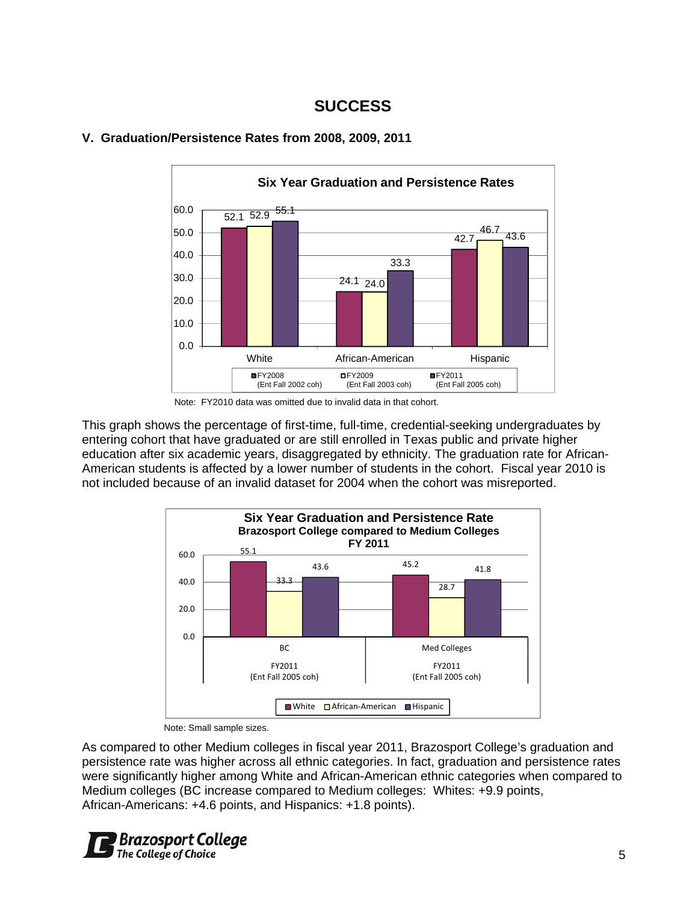# SUCCESS

## V. Graduation/Persistence Rates from 2008, 2009, 2011

**Six Year Graduation and Persistence Rates**

| | FY2008 (Ent Fall 2002 coh) | FY2009 (Ent Fall 2003 coh) | FY2011 (Ent Fall 2005 coh) |
|---|---|---|---|
| White | 52.1 | 52.9 | 55.1 |
| African-American | 24.1 | 24.0 | 33.3 |
| Hispanic | 42.7 | 46.7 | 43.6 |

Note: FY2010 data was omitted due to invalid data in that cohort.

This graph shows the percentage of first-time, full-time, credential-seeking undergraduates by entering cohort that have graduated or are still enrolled in Texas public and private higher education after six academic years, disaggregated by ethnicity. The graduation rate for African-American students is affected by a lower number of students in the cohort. Fiscal year 2010 is not included because of an invalid dataset for 2004 when the cohort was misreported.

**Six Year Graduation and Persistence Rate**
**Brazosport College compared to Medium Colleges**
**FY 2011**

| | White | African-American | Hispanic |
|---|---|---|---|
| BC FY2011 (Ent Fall 2005 coh) | 55.1 | 33.3 | 43.6 |
| Med Colleges FY2011 (Ent Fall 2005 coh) | 45.2 | 28.7 | 41.8 |

Note: Small sample sizes.

As compared to other Medium colleges in fiscal year 2011, Brazosport College's graduation and persistence rate was higher across all ethnic categories. In fact, graduation and persistence rates were significantly higher among White and African-American ethnic categories when compared to Medium colleges (BC increase compared to Medium colleges: Whites: +9.9 points, African-Americans: +4.6 points, and Hispanics: +1.8 points).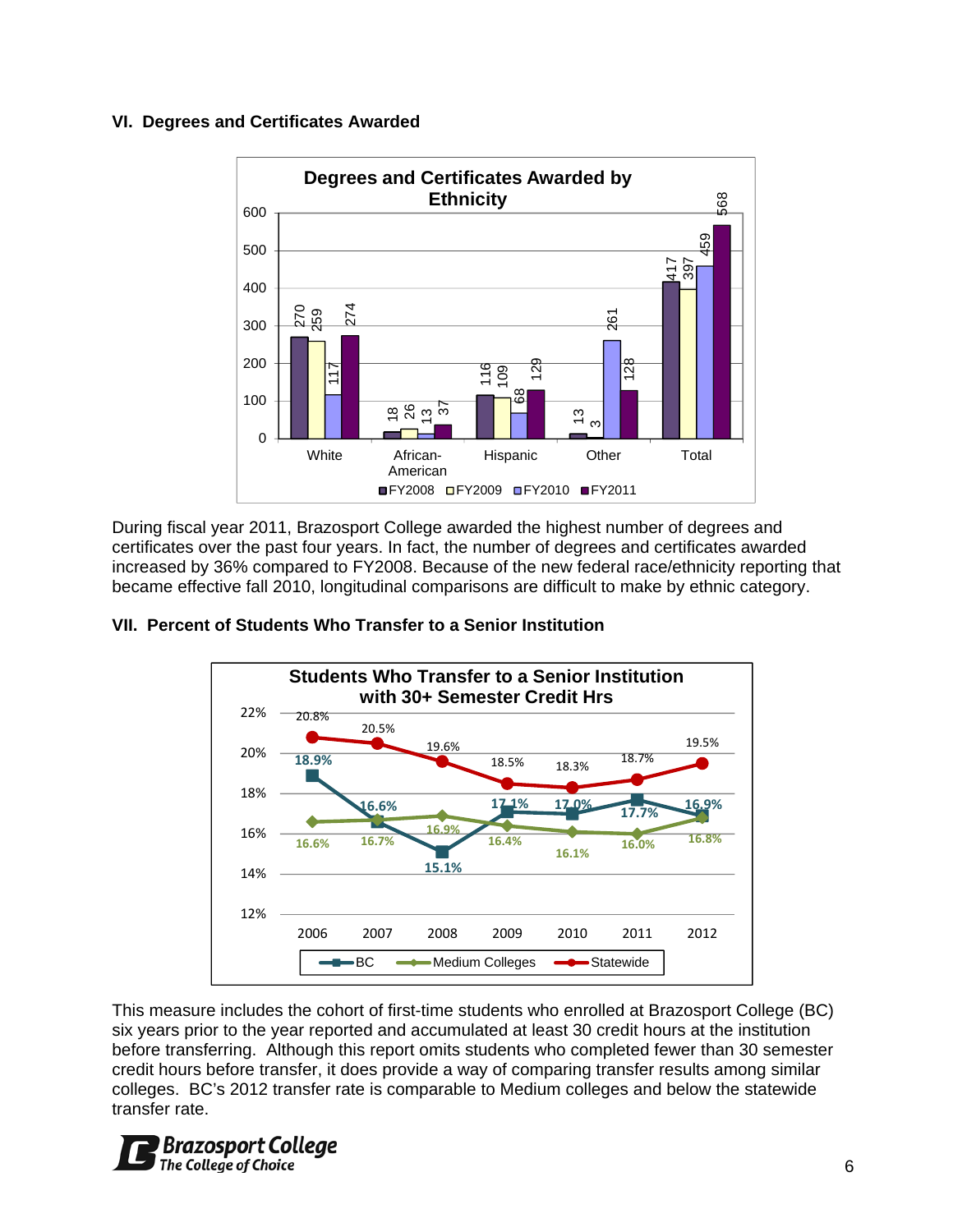## VI. Degrees and Certificates Awarded

**Degrees and Certificates Awarded by Ethnicity**

| | FY2008 | FY2009 | FY2010 | FY2011 |
|---|---|---|---|---|
| White | 270 | 259 | 117 | 274 |
| African-American | 18 | 26 | 13 | 37 |
| Hispanic | 116 | 109 | 68 | 129 |
| Other | 13 | 3 | 261 | 128 |
| Total | 417 | 397 | 459 | 568 |

During fiscal year 2011, Brazosport College awarded the highest number of degrees and certificates over the past four years. In fact, the number of degrees and certificates awarded increased by 36% compared to FY2008. Because of the new federal race/ethnicity reporting that became effective fall 2010, longitudinal comparisons are difficult to make by ethnic category.

## VII. Percent of Students Who Transfer to a Senior Institution

**Students Who Transfer to a Senior Institution with 30+ Semester Credit Hrs**

| | 2006 | 2007 | 2008 | 2009 | 2010 | 2011 | 2012 |
|---|---|---|---|---|---|---|---|
| BC | 18.9% | 16.6% | 15.1% | 17.1% | 17.0% | 17.7% | 16.9% |
| Medium Colleges | 16.6% | 16.7% | 16.9% | 16.4% | 16.1% | 16.0% | 16.8% |
| Statewide | 20.8% | 20.5% | 19.6% | 18.5% | 18.3% | 18.7% | 19.5% |

This measure includes the cohort of first-time students who enrolled at Brazosport College (BC) six years prior to the year reported and accumulated at least 30 credit hours at the institution before transferring. Although this report omits students who completed fewer than 30 semester credit hours before transfer, it does provide a way of comparing transfer results among similar colleges. BC's 2012 transfer rate is comparable to Medium colleges and below the statewide transfer rate.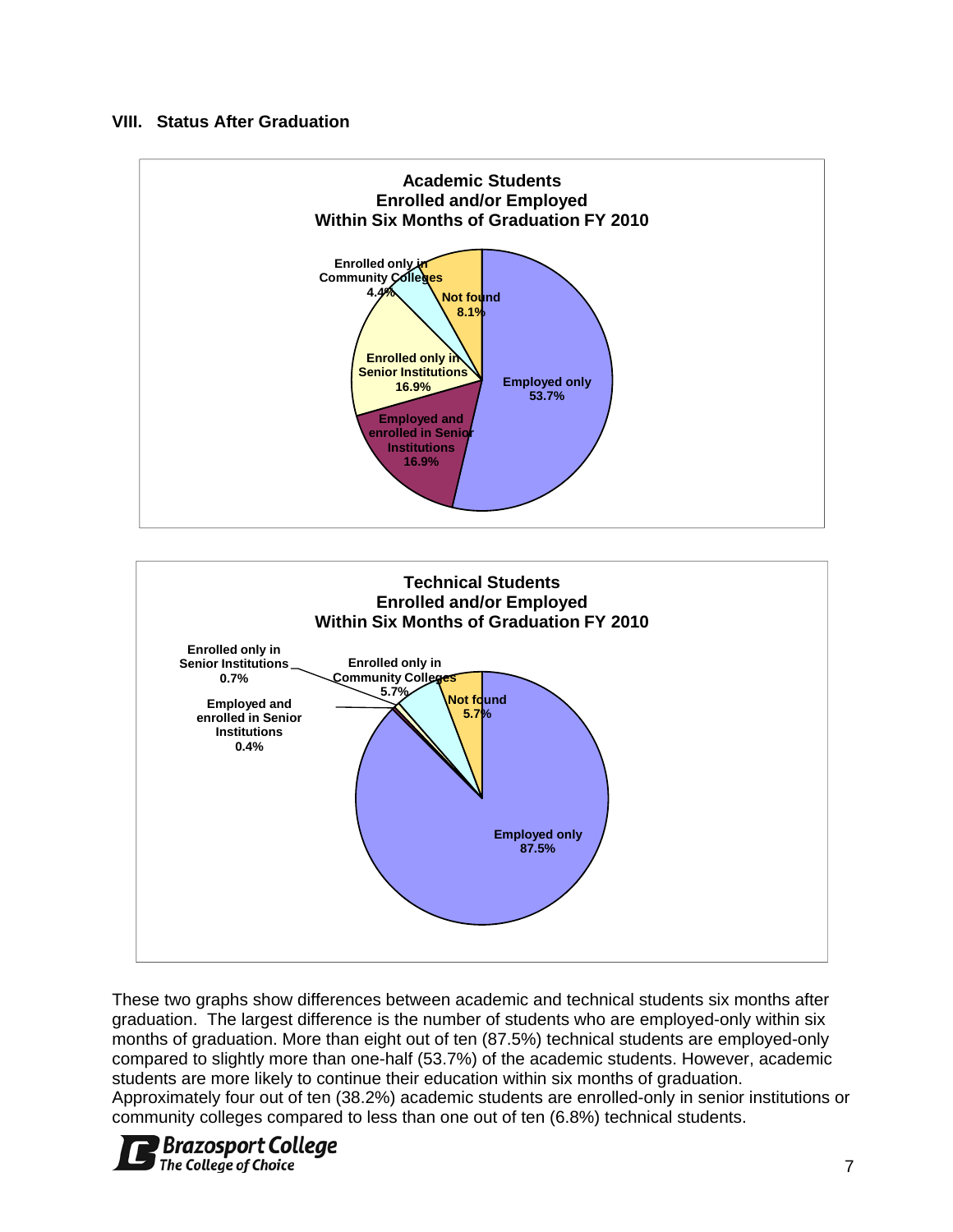## VIII. Status After Graduation

**Academic Students Enrolled and/or Employed Within Six Months of Graduation FY 2010**

| Status | Percent |
|---|---|
| Employed only | 53.7% |
| Employed and enrolled in Senior Institutions | 16.9% |
| Enrolled only in Senior Institutions | 16.9% |
| Enrolled only in Community Colleges | 4.4% |
| Not found | 8.1% |

**Technical Students Enrolled and/or Employed Within Six Months of Graduation FY 2010**

| Status | Percent |
|---|---|
| Employed only | 87.5% |
| Employed and enrolled in Senior Institutions | 0.4% |
| Enrolled only in Senior Institutions | 0.7% |
| Enrolled only in Community Colleges | 5.7% |
| Not found | 5.7% |

These two graphs show differences between academic and technical students six months after graduation. The largest difference is the number of students who are employed-only within six months of graduation. More than eight out of ten (87.5%) technical students are employed-only compared to slightly more than one-half (53.7%) of the academic students. However, academic students are more likely to continue their education within six months of graduation. Approximately four out of ten (38.2%) academic students are enrolled-only in senior institutions or community colleges compared to less than one out of ten (6.8%) technical students.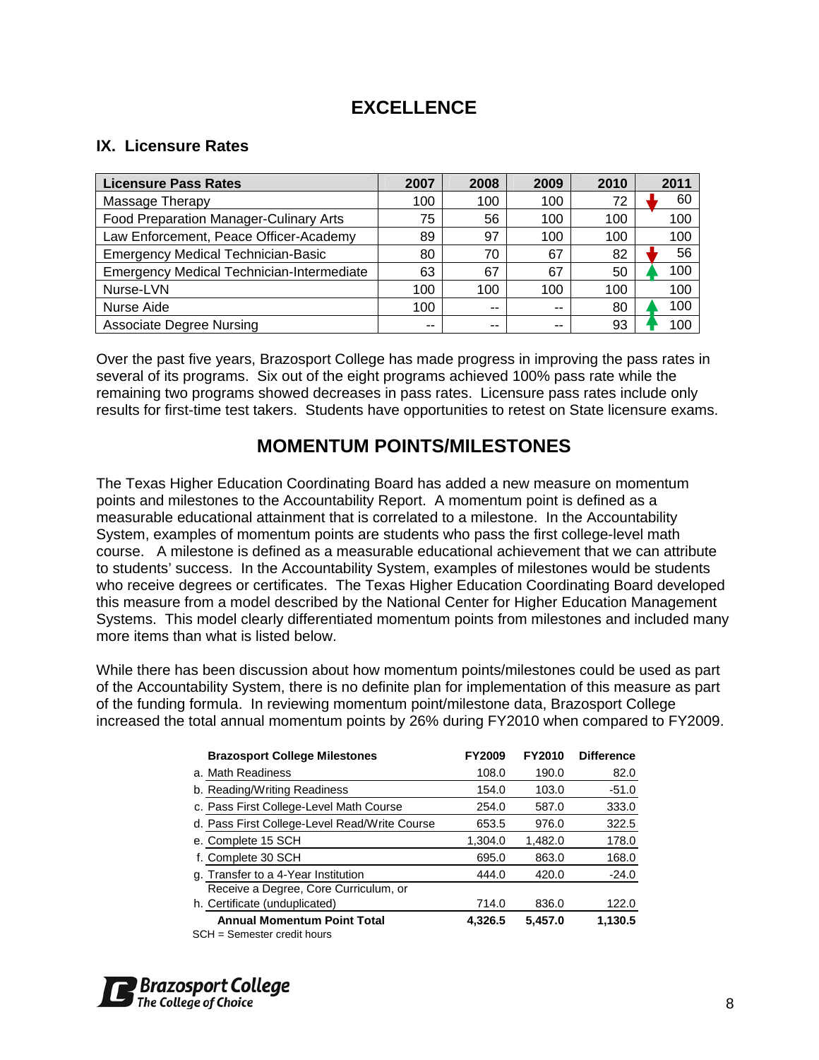# EXCELLENCE

## IX. Licensure Rates

| Licensure Pass Rates | 2007 | 2008 | 2009 | 2010 | 2011 |
|---|---|---|---|---|---|
| Massage Therapy | 100 | 100 | 100 | 72 | 60 |
| Food Preparation Manager-Culinary Arts | 75 | 56 | 100 | 100 | 100 |
| Law Enforcement, Peace Officer-Academy | 89 | 97 | 100 | 100 | 100 |
| Emergency Medical Technician-Basic | 80 | 70 | 67 | 82 | 56 |
| Emergency Medical Technician-Intermediate | 63 | 67 | 67 | 50 | 100 |
| Nurse-LVN | 100 | 100 | 100 | 100 | 100 |
| Nurse Aide | 100 | -- | -- | 80 | 100 |
| Associate Degree Nursing | -- | -- | -- | 93 | 100 |

Over the past five years, Brazosport College has made progress in improving the pass rates in several of its programs. Six out of the eight programs achieved 100% pass rate while the remaining two programs showed decreases in pass rates. Licensure pass rates include only results for first-time test takers. Students have opportunities to retest on State licensure exams.

# MOMENTUM POINTS/MILESTONES

The Texas Higher Education Coordinating Board has added a new measure on momentum points and milestones to the Accountability Report. A momentum point is defined as a measurable educational attainment that is correlated to a milestone. In the Accountability System, examples of momentum points are students who pass the first college-level math course. A milestone is defined as a measurable educational achievement that we can attribute to students' success. In the Accountability System, examples of milestones would be students who receive degrees or certificates. The Texas Higher Education Coordinating Board developed this measure from a model described by the National Center for Higher Education Management Systems. This model clearly differentiated momentum points from milestones and included many more items than what is listed below.

While there has been discussion about how momentum points/milestones could be used as part of the Accountability System, there is no definite plan for implementation of this measure as part of the funding formula. In reviewing momentum point/milestone data, Brazosport College increased the total annual momentum points by 26% during FY2010 when compared to FY2009.

| Brazosport College Milestones | FY2009 | FY2010 | Difference |
|---|---|---|---|
| a. Math Readiness | 108.0 | 190.0 | 82.0 |
| b. Reading/Writing Readiness | 154.0 | 103.0 | -51.0 |
| c. Pass First College-Level Math Course | 254.0 | 587.0 | 333.0 |
| d. Pass First College-Level Read/Write Course | 653.5 | 976.0 | 322.5 |
| e. Complete 15 SCH | 1,304.0 | 1,482.0 | 178.0 |
| f. Complete 30 SCH | 695.0 | 863.0 | 168.0 |
| g. Transfer to a 4-Year Institution | 444.0 | 420.0 | -24.0 |
| h. Receive a Degree, Core Curriculum, or Certificate (unduplicated) | 714.0 | 836.0 | 122.0 |
| **Annual Momentum Point Total** | **4,326.5** | **5,457.0** | **1,130.5** |

SCH = Semester credit hours

Brazosport College
The College of Choice